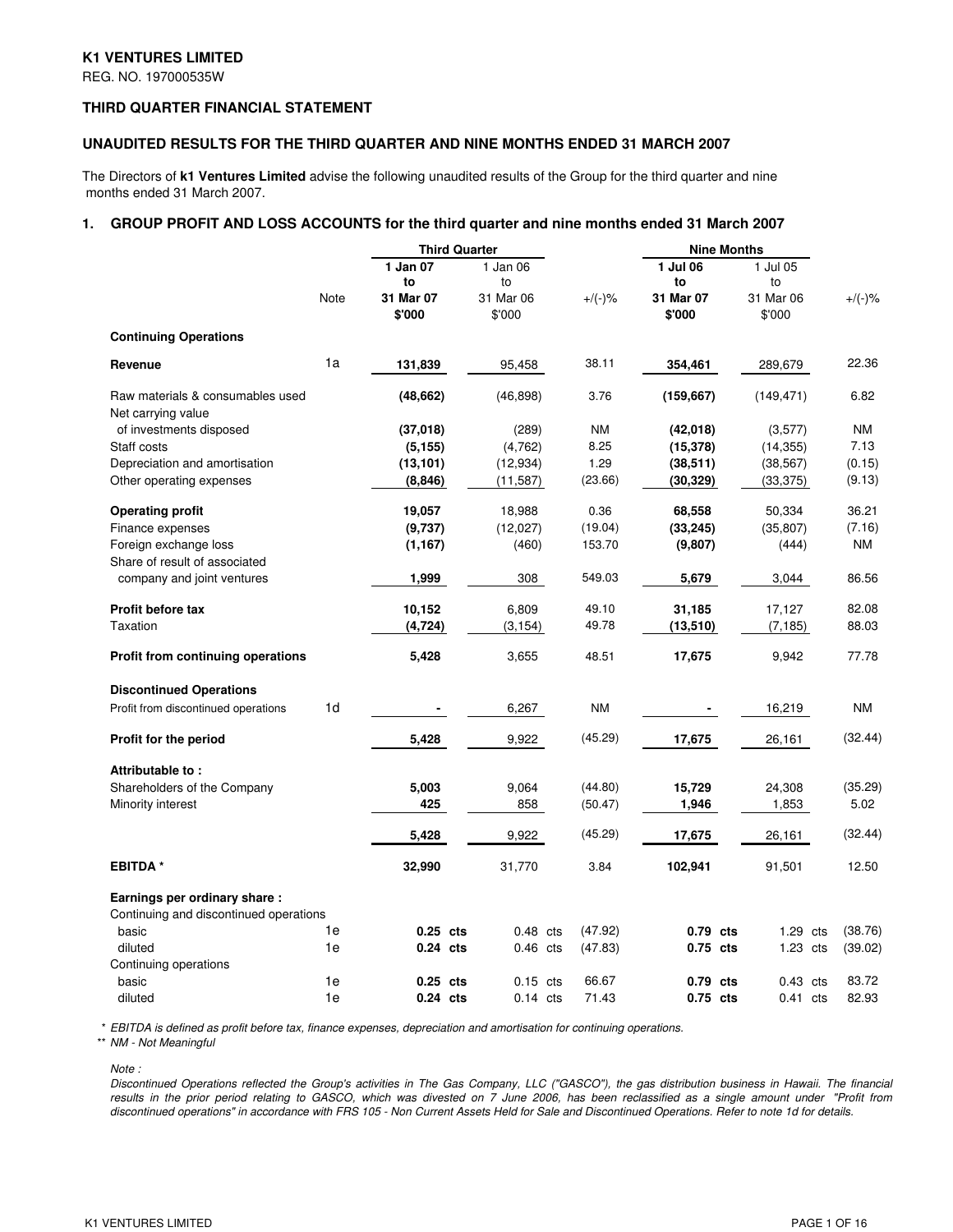**K1 VENTURES LIMITED**

REG. NO. 197000535W

**THIRD QUARTER FINANCIAL STATEMENT**

**UNAUDITED RESULTS FOR THE THIRD QUARTER AND NINE MONTHS ENDED 31 MARCH 2007**

The Directors of **k1 Ventures Limited** advise the following unaudited results of the Group for the third quarter and nine months ended 31 March 2007.

## 1. GROUP PROFIT AND LOSS ACCOUNTS for the third quarter and nine months ended 31 March 2007

| | | Third Quarter | | | Nine Months | | |
|---|---|---|---|---|---|---|---|
| | Note | **1 Jan 07 to 31 Mar 07 $'000** | 1 Jan 06 to 31 Mar 06 $'000 | +/(-)% | **1 Jul 06 to 31 Mar 07 $'000** | 1 Jul 05 to 31 Mar 06 $'000 | +/(-)% |
| **Continuing Operations** | | | | | | | |
| **Revenue** | 1a | **131,839** | 95,458 | 38.11 | **354,461** | 289,679 | 22.36 |
| Raw materials & consumables used | | **(48,662)** | (46,898) | 3.76 | **(159,667)** | (149,471) | 6.82 |
| Net carrying value of investments disposed | | **(37,018)** | (289) | NM | **(42,018)** | (3,577) | NM |
| Staff costs | | **(5,155)** | (4,762) | 8.25 | **(15,378)** | (14,355) | 7.13 |
| Depreciation and amortisation | | **(13,101)** | (12,934) | 1.29 | **(38,511)** | (38,567) | (0.15) |
| Other operating expenses | | **(8,846)** | (11,587) | (23.66) | **(30,329)** | (33,375) | (9.13) |
| **Operating profit** | | **19,057** | 18,988 | 0.36 | **68,558** | 50,334 | 36.21 |
| Finance expenses | | **(9,737)** | (12,027) | (19.04) | **(33,245)** | (35,807) | (7.16) |
| Foreign exchange loss | | **(1,167)** | (460) | 153.70 | **(9,807)** | (444) | NM |
| Share of result of associated company and joint ventures | | **1,999** | 308 | 549.03 | **5,679** | 3,044 | 86.56 |
| **Profit before tax** | | **10,152** | 6,809 | 49.10 | **31,185** | 17,127 | 82.08 |
| Taxation | | **(4,724)** | (3,154) | 49.78 | **(13,510)** | (7,185) | 88.03 |
| **Profit from continuing operations** | | **5,428** | 3,655 | 48.51 | **17,675** | 9,942 | 77.78 |
| **Discontinued Operations** | | | | | | | |
| Profit from discontinued operations | 1d | **-** | 6,267 | NM | **-** | 16,219 | NM |
| **Profit for the period** | | **5,428** | 9,922 | (45.29) | **17,675** | 26,161 | (32.44) |
| **Attributable to :** | | | | | | | |
| Shareholders of the Company | | **5,003** | 9,064 | (44.80) | **15,729** | 24,308 | (35.29) |
| Minority interest | | **425** | 858 | (50.47) | **1,946** | 1,853 | 5.02 |
| | | **5,428** | 9,922 | (45.29) | **17,675** | 26,161 | (32.44) |
| **EBITDA \*** | | **32,990** | 31,770 | 3.84 | **102,941** | 91,501 | 12.50 |
| **Earnings per ordinary share :** | | | | | | | |
| Continuing and discontinued operations | | | | | | | |
| basic | 1e | **0.25 cts** | 0.48 cts | (47.92) | **0.79 cts** | 1.29 cts | (38.76) |
| diluted | 1e | **0.24 cts** | 0.46 cts | (47.83) | **0.75 cts** | 1.23 cts | (39.02) |
| Continuing operations | | | | | | | |
| basic | 1e | **0.25 cts** | 0.15 cts | 66.67 | **0.79 cts** | 0.43 cts | 83.72 |
| diluted | 1e | **0.24 cts** | 0.14 cts | 71.43 | **0.75 cts** | 0.41 cts | 82.93 |

*\* EBITDA is defined as profit before tax, finance expenses, depreciation and amortisation for continuing operations.*

*\*\* NM - Not Meaningful*

*Note :*

*Discontinued Operations reflected the Group's activities in The Gas Company, LLC ("GASCO"), the gas distribution business in Hawaii. The financial results in the prior period relating to GASCO, which was divested on 7 June 2006, has been reclassified as a single amount under "Profit from discontinued operations" in accordance with FRS 105 - Non Current Assets Held for Sale and Discontinued Operations. Refer to note 1d for details.*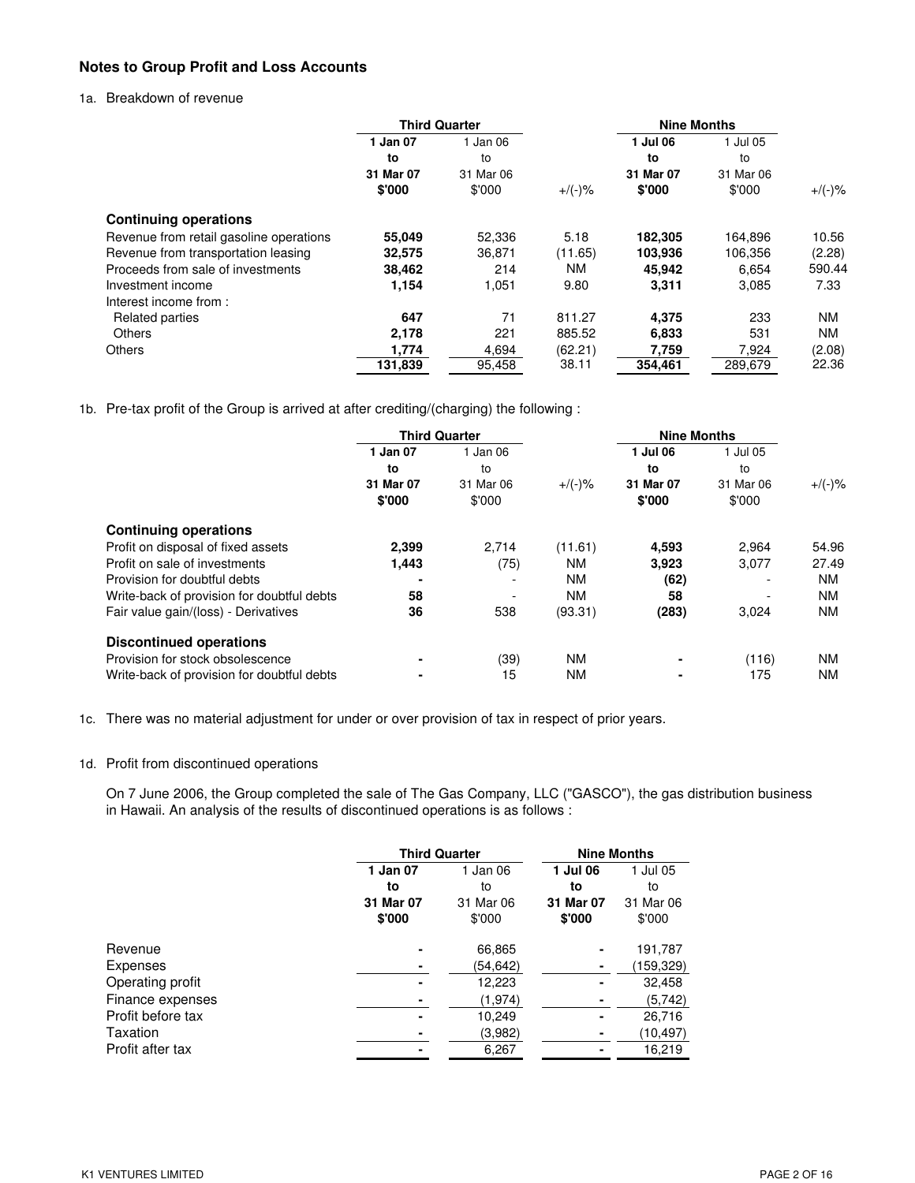## Notes to Group Profit and Loss Accounts

1a. Breakdown of revenue

| | Third Quarter | | | Nine Months | | |
|---|---|---|---|---|---|---|
| | **1 Jan 07 to 31 Mar 07 $'000** | 1 Jan 06 to 31 Mar 06 $'000 | +/(-)% | **1 Jul 06 to 31 Mar 07 $'000** | 1 Jul 05 to 31 Mar 06 $'000 | +/(-)% |
| **Continuing operations** | | | | | | |
| Revenue from retail gasoline operations | **55,049** | 52,336 | 5.18 | **182,305** | 164,896 | 10.56 |
| Revenue from transportation leasing | **32,575** | 36,871 | (11.65) | **103,936** | 106,356 | (2.28) |
| Proceeds from sale of investments | **38,462** | 214 | NM | **45,942** | 6,654 | 590.44 |
| Investment income | **1,154** | 1,051 | 9.80 | **3,311** | 3,085 | 7.33 |
| Interest income from : | | | | | | |
| Related parties | **647** | 71 | 811.27 | **4,375** | 233 | NM |
| Others | **2,178** | 221 | 885.52 | **6,833** | 531 | NM |
| Others | **1,774** | 4,694 | (62.21) | **7,759** | 7,924 | (2.08) |
| | **131,839** | 95,458 | 38.11 | **354,461** | 289,679 | 22.36 |

1b. Pre-tax profit of the Group is arrived at after crediting/(charging) the following :

| | Third Quarter | | | Nine Months | | |
|---|---|---|---|---|---|---|
| | **1 Jan 07 to 31 Mar 07 $'000** | 1 Jan 06 to 31 Mar 06 $'000 | +/(-)% | **1 Jul 06 to 31 Mar 07 $'000** | 1 Jul 05 to 31 Mar 06 $'000 | +/(-)% |
| **Continuing operations** | | | | | | |
| Profit on disposal of fixed assets | **2,399** | 2,714 | (11.61) | **4,593** | 2,964 | 54.96 |
| Profit on sale of investments | **1,443** | (75) | NM | **3,923** | 3,077 | 27.49 |
| Provision for doubtful debts | **-** | - | NM | **(62)** | - | NM |
| Write-back of provision for doubtful debts | **58** | - | NM | **58** | - | NM |
| Fair value gain/(loss) - Derivatives | **36** | 538 | (93.31) | **(283)** | 3,024 | NM |
| **Discontinued operations** | | | | | | |
| Provision for stock obsolescence | **-** | (39) | NM | **-** | (116) | NM |
| Write-back of provision for doubtful debts | **-** | 15 | NM | **-** | 175 | NM |

1c. There was no material adjustment for under or over provision of tax in respect of prior years.

1d. Profit from discontinued operations

On 7 June 2006, the Group completed the sale of The Gas Company, LLC ("GASCO"), the gas distribution business in Hawaii. An analysis of the results of discontinued operations is as follows :

| | Third Quarter | | Nine Months | |
|---|---|---|---|---|
| | **1 Jan 07 to 31 Mar 07 $'000** | 1 Jan 06 to 31 Mar 06 $'000 | **1 Jul 06 to 31 Mar 07 $'000** | 1 Jul 05 to 31 Mar 06 $'000 |
| Revenue | **-** | 66,865 | **-** | 191,787 |
| Expenses | **-** | (54,642) | **-** | (159,329) |
| Operating profit | **-** | 12,223 | **-** | 32,458 |
| Finance expenses | **-** | (1,974) | **-** | (5,742) |
| Profit before tax | **-** | 10,249 | **-** | 26,716 |
| Taxation | **-** | (3,982) | **-** | (10,497) |
| Profit after tax | **-** | 6,267 | **-** | 16,219 |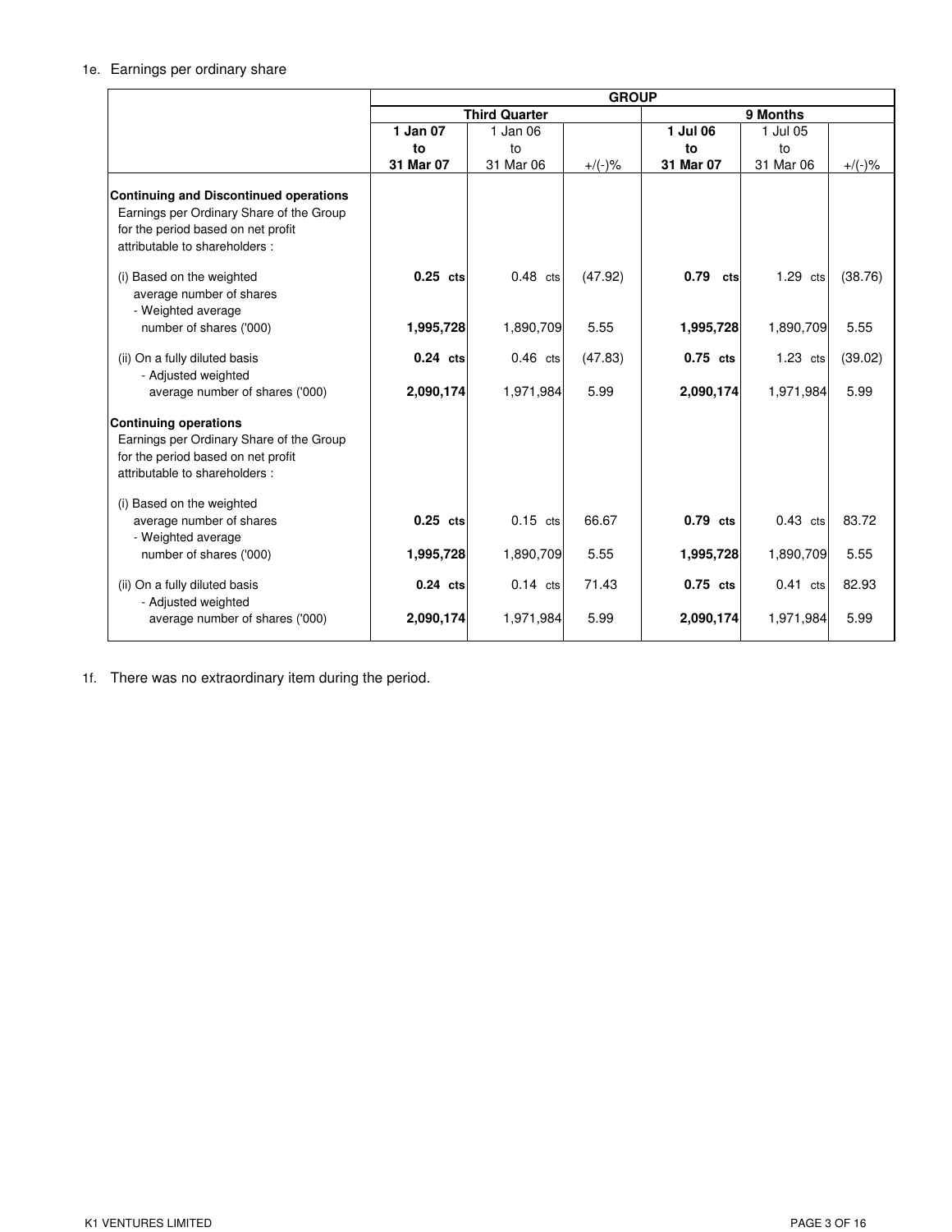1e. Earnings per ordinary share

| | GROUP | | | | | |
|---|---|---|---|---|---|---|
| | Third Quarter | | | 9 Months | | |
| | **1 Jan 07 to 31 Mar 07** | 1 Jan 06 to 31 Mar 06 | +/(-)% | **1 Jul 06 to 31 Mar 07** | 1 Jul 05 to 31 Mar 06 | +/(-)% |
| **Continuing and Discontinued operations** | | | | | | |
| Earnings per Ordinary Share of the Group for the period based on net profit attributable to shareholders : | | | | | | |
| (i) Based on the weighted average number of shares | **0.25 cts** | 0.48 cts | (47.92) | **0.79 cts** | 1.29 cts | (38.76) |
| - Weighted average number of shares ('000) | **1,995,728** | 1,890,709 | 5.55 | **1,995,728** | 1,890,709 | 5.55 |
| (ii) On a fully diluted basis | **0.24 cts** | 0.46 cts | (47.83) | **0.75 cts** | 1.23 cts | (39.02) |
| - Adjusted weighted average number of shares ('000) | **2,090,174** | 1,971,984 | 5.99 | **2,090,174** | 1,971,984 | 5.99 |
| **Continuing operations** | | | | | | |
| Earnings per Ordinary Share of the Group for the period based on net profit attributable to shareholders : | | | | | | |
| (i) Based on the weighted average number of shares | **0.25 cts** | 0.15 cts | 66.67 | **0.79 cts** | 0.43 cts | 83.72 |
| - Weighted average number of shares ('000) | **1,995,728** | 1,890,709 | 5.55 | **1,995,728** | 1,890,709 | 5.55 |
| (ii) On a fully diluted basis | **0.24 cts** | 0.14 cts | 71.43 | **0.75 cts** | 0.41 cts | 82.93 |
| - Adjusted weighted average number of shares ('000) | **2,090,174** | 1,971,984 | 5.99 | **2,090,174** | 1,971,984 | 5.99 |

1f. There was no extraordinary item during the period.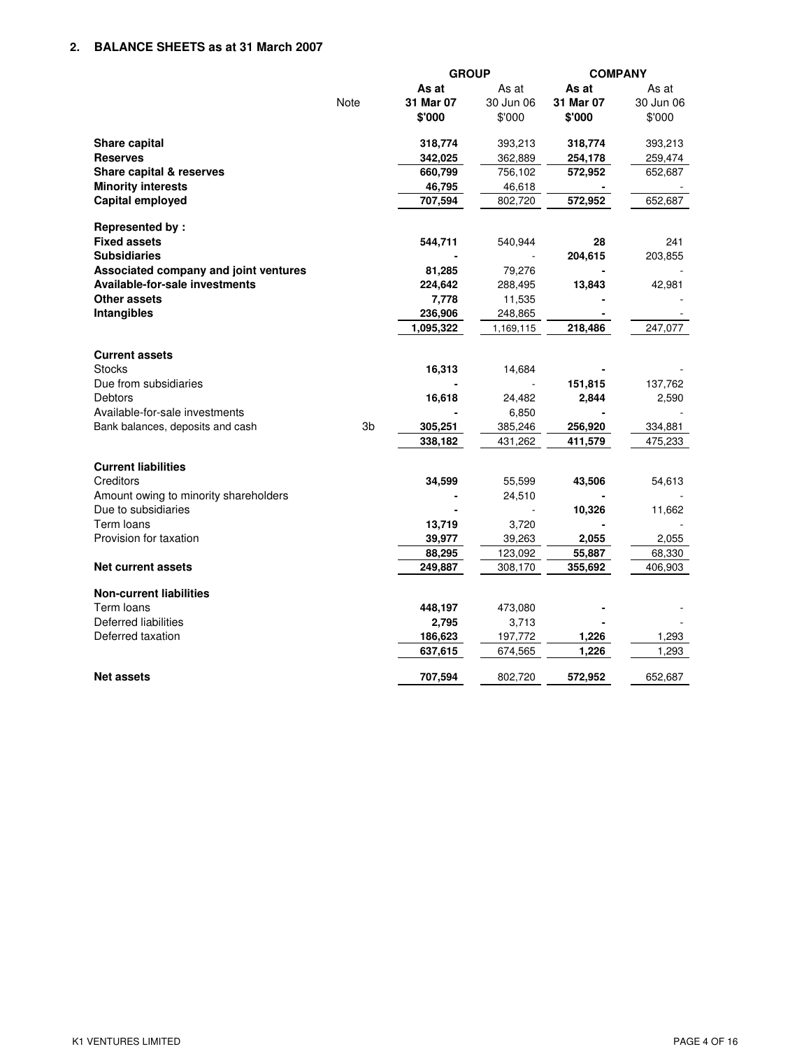## 2. BALANCE SHEETS as at 31 March 2007

| | Note | GROUP | | COMPANY | |
|---|---|---|---|---|---|
| | | **As at 31 Mar 07 $'000** | As at 30 Jun 06 $'000 | **As at 31 Mar 07 $'000** | As at 30 Jun 06 $'000 |
| **Share capital** | | **318,774** | 393,213 | **318,774** | 393,213 |
| **Reserves** | | **342,025** | 362,889 | **254,178** | 259,474 |
| **Share capital & reserves** | | **660,799** | 756,102 | **572,952** | 652,687 |
| **Minority interests** | | **46,795** | 46,618 | **-** | - |
| **Capital employed** | | **707,594** | 802,720 | **572,952** | 652,687 |
| | | | | | |
| **Represented by :** | | | | | |
| **Fixed assets** | | **544,711** | 540,944 | **28** | 241 |
| **Subsidiaries** | | **-** | - | **204,615** | 203,855 |
| **Associated company and joint ventures** | | **81,285** | 79,276 | **-** | - |
| **Available-for-sale investments** | | **224,642** | 288,495 | **13,843** | 42,981 |
| **Other assets** | | **7,778** | 11,535 | **-** | - |
| **Intangibles** | | **236,906** | 248,865 | **-** | - |
| | | **1,095,322** | 1,169,115 | **218,486** | 247,077 |
| | | | | | |
| **Current assets** | | | | | |
| Stocks | | **16,313** | 14,684 | **-** | - |
| Due from subsidiaries | | **-** | - | **151,815** | 137,762 |
| Debtors | | **16,618** | 24,482 | **2,844** | 2,590 |
| Available-for-sale investments | | **-** | 6,850 | **-** | - |
| Bank balances, deposits and cash | 3b | **305,251** | 385,246 | **256,920** | 334,881 |
| | | **338,182** | 431,262 | **411,579** | 475,233 |
| | | | | | |
| **Current liabilities** | | | | | |
| Creditors | | **34,599** | 55,599 | **43,506** | 54,613 |
| Amount owing to minority shareholders | | **-** | 24,510 | **-** | - |
| Due to subsidiaries | | **-** | - | **10,326** | 11,662 |
| Term loans | | **13,719** | 3,720 | **-** | - |
| Provision for taxation | | **39,977** | 39,263 | **2,055** | 2,055 |
| | | **88,295** | 123,092 | **55,887** | 68,330 |
| **Net current assets** | | **249,887** | 308,170 | **355,692** | 406,903 |
| | | | | | |
| **Non-current liabilities** | | | | | |
| Term loans | | **448,197** | 473,080 | **-** | - |
| Deferred liabilities | | **2,795** | 3,713 | **-** | - |
| Deferred taxation | | **186,623** | 197,772 | **1,226** | 1,293 |
| | | **637,615** | 674,565 | **1,226** | 1,293 |
| | | | | | |
| **Net assets** | | **707,594** | 802,720 | **572,952** | 652,687 |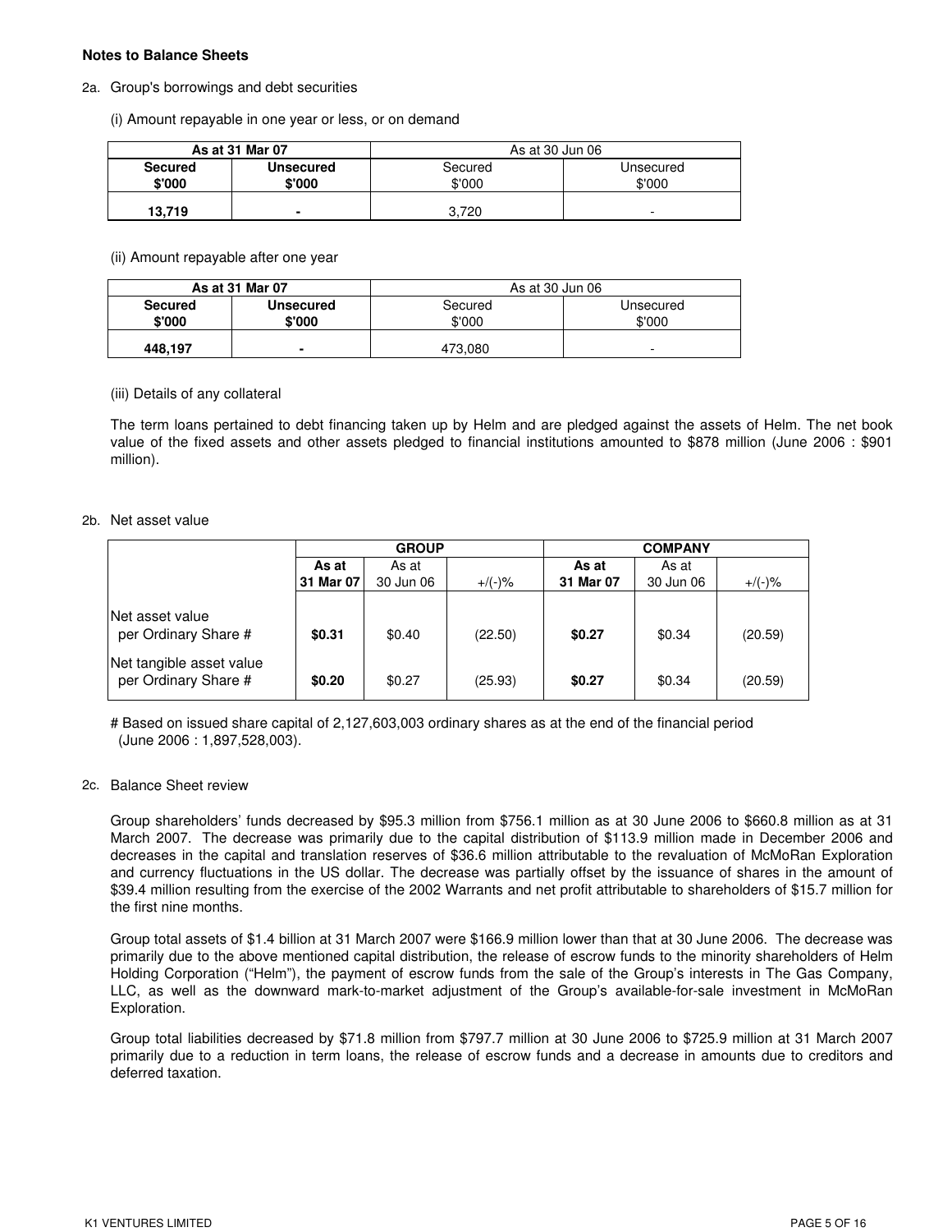**Notes to Balance Sheets**

2a. Group's borrowings and debt securities

(i) Amount repayable in one year or less, or on demand

| As at 31 Mar 07 | | As at 30 Jun 06 | |
|---|---|---|---|
| **Secured $'000** | **Unsecured $'000** | Secured $'000 | Unsecured $'000 |
| **13,719** | **-** | 3,720 | - |

(ii) Amount repayable after one year

| As at 31 Mar 07 | | As at 30 Jun 06 | |
|---|---|---|---|
| **Secured $'000** | **Unsecured $'000** | Secured $'000 | Unsecured $'000 |
| **448,197** | **-** | 473,080 | - |

(iii) Details of any collateral

The term loans pertained to debt financing taken up by Helm and are pledged against the assets of Helm. The net book value of the fixed assets and other assets pledged to financial institutions amounted to $878 million (June 2006 : $901 million).

2b. Net asset value

| | GROUP | | | COMPANY | | |
|---|---|---|---|---|---|---|
| | **As at 31 Mar 07** | As at 30 Jun 06 | +/(-)% | **As at 31 Mar 07** | As at 30 Jun 06 | +/(-)% |
| Net asset value per Ordinary Share # | **$0.31** | $0.40 | (22.50) | **$0.27** | $0.34 | (20.59) |
| Net tangible asset value per Ordinary Share # | **$0.20** | $0.27 | (25.93) | **$0.27** | $0.34 | (20.59) |

# Based on issued share capital of 2,127,603,003 ordinary shares as at the end of the financial period (June 2006 : 1,897,528,003).

2c. Balance Sheet review

Group shareholders' funds decreased by $95.3 million from $756.1 million as at 30 June 2006 to $660.8 million as at 31 March 2007. The decrease was primarily due to the capital distribution of $113.9 million made in December 2006 and decreases in the capital and translation reserves of $36.6 million attributable to the revaluation of McMoRan Exploration and currency fluctuations in the US dollar. The decrease was partially offset by the issuance of shares in the amount of $39.4 million resulting from the exercise of the 2002 Warrants and net profit attributable to shareholders of $15.7 million for the first nine months.

Group total assets of $1.4 billion at 31 March 2007 were $166.9 million lower than that at 30 June 2006. The decrease was primarily due to the above mentioned capital distribution, the release of escrow funds to the minority shareholders of Helm Holding Corporation ("Helm"), the payment of escrow funds from the sale of the Group's interests in The Gas Company, LLC, as well as the downward mark-to-market adjustment of the Group's available-for-sale investment in McMoRan Exploration.

Group total liabilities decreased by $71.8 million from $797.7 million at 30 June 2006 to $725.9 million at 31 March 2007 primarily due to a reduction in term loans, the release of escrow funds and a decrease in amounts due to creditors and deferred taxation.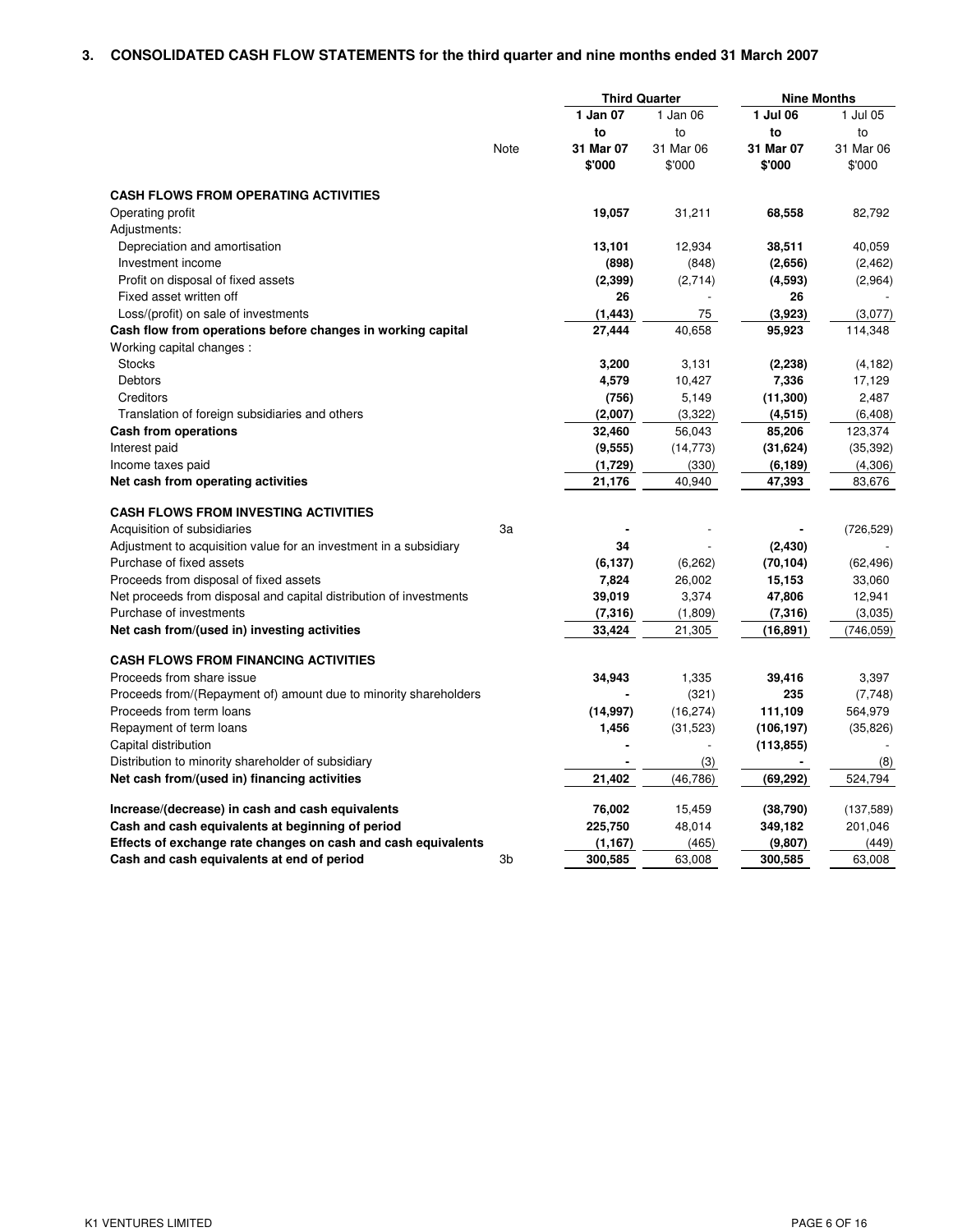## 3. CONSOLIDATED CASH FLOW STATEMENTS for the third quarter and nine months ended 31 March 2007

| | Note | Third Quarter | | Nine Months | |
|---|---|---|---|---|---|
| | | **1 Jan 07 to 31 Mar 07 $'000** | 1 Jan 06 to 31 Mar 06 $'000 | **1 Jul 06 to 31 Mar 07 $'000** | 1 Jul 05 to 31 Mar 06 $'000 |
| **CASH FLOWS FROM OPERATING ACTIVITIES** | | | | | |
| Operating profit | | **19,057** | 31,211 | **68,558** | 82,792 |
| Adjustments: | | | | | |
| Depreciation and amortisation | | **13,101** | 12,934 | **38,511** | 40,059 |
| Investment income | | **(898)** | (848) | **(2,656)** | (2,462) |
| Profit on disposal of fixed assets | | **(2,399)** | (2,714) | **(4,593)** | (2,964) |
| Fixed asset written off | | **26** | - | **26** | - |
| Loss/(profit) on sale of investments | | **(1,443)** | 75 | **(3,923)** | (3,077) |
| **Cash flow from operations before changes in working capital** | | **27,444** | 40,658 | **95,923** | 114,348 |
| Working capital changes : | | | | | |
| Stocks | | **3,200** | 3,131 | **(2,238)** | (4,182) |
| Debtors | | **4,579** | 10,427 | **7,336** | 17,129 |
| Creditors | | **(756)** | 5,149 | **(11,300)** | 2,487 |
| Translation of foreign subsidiaries and others | | **(2,007)** | (3,322) | **(4,515)** | (6,408) |
| **Cash from operations** | | **32,460** | 56,043 | **85,206** | 123,374 |
| Interest paid | | **(9,555)** | (14,773) | **(31,624)** | (35,392) |
| Income taxes paid | | **(1,729)** | (330) | **(6,189)** | (4,306) |
| **Net cash from operating activities** | | **21,176** | 40,940 | **47,393** | 83,676 |
| **CASH FLOWS FROM INVESTING ACTIVITIES** | | | | | |
| Acquisition of subsidiaries | 3a | **-** | - | **-** | (726,529) |
| Adjustment to acquisition value for an investment in a subsidiary | | **34** | - | **(2,430)** | - |
| Purchase of fixed assets | | **(6,137)** | (6,262) | **(70,104)** | (62,496) |
| Proceeds from disposal of fixed assets | | **7,824** | 26,002 | **15,153** | 33,060 |
| Net proceeds from disposal and capital distribution of investments | | **39,019** | 3,374 | **47,806** | 12,941 |
| Purchase of investments | | **(7,316)** | (1,809) | **(7,316)** | (3,035) |
| **Net cash from/(used in) investing activities** | | **33,424** | 21,305 | **(16,891)** | (746,059) |
| **CASH FLOWS FROM FINANCING ACTIVITIES** | | | | | |
| Proceeds from share issue | | **34,943** | 1,335 | **39,416** | 3,397 |
| Proceeds from/(Repayment of) amount due to minority shareholders | | **-** | (321) | **235** | (7,748) |
| Proceeds from term loans | | **(14,997)** | (16,274) | **111,109** | 564,979 |
| Repayment of term loans | | **1,456** | (31,523) | **(106,197)** | (35,826) |
| Capital distribution | | **-** | - | **(113,855)** | - |
| Distribution to minority shareholder of subsidiary | | **-** | (3) | **-** | (8) |
| **Net cash from/(used in) financing activities** | | **21,402** | (46,786) | **(69,292)** | 524,794 |
| **Increase/(decrease) in cash and cash equivalents** | | **76,002** | 15,459 | **(38,790)** | (137,589) |
| **Cash and cash equivalents at beginning of period** | | **225,750** | 48,014 | **349,182** | 201,046 |
| **Effects of exchange rate changes on cash and cash equivalents** | | **(1,167)** | (465) | **(9,807)** | (449) |
| **Cash and cash equivalents at end of period** | 3b | **300,585** | 63,008 | **300,585** | 63,008 |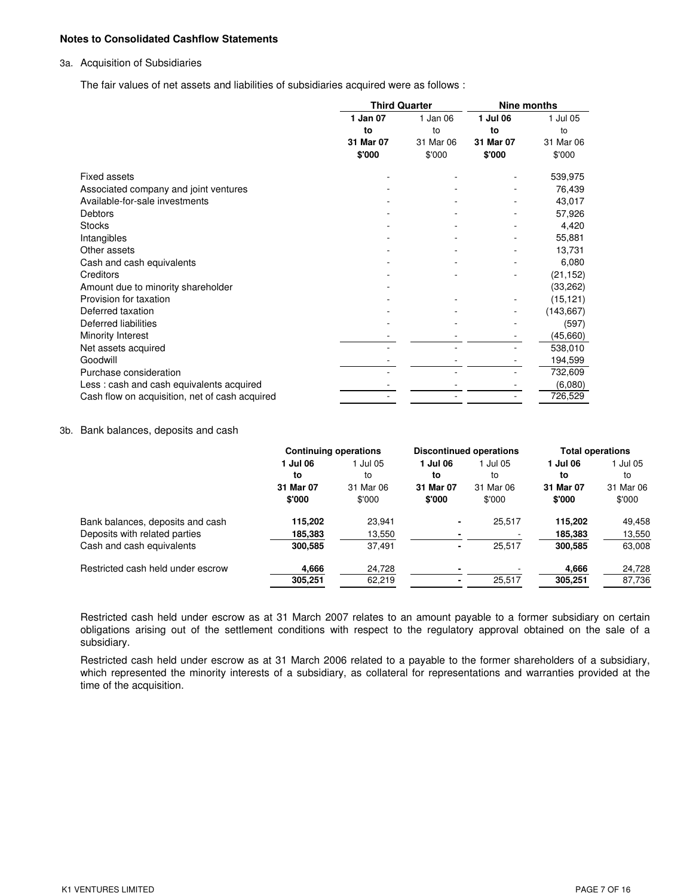**Notes to Consolidated Cashflow Statements**

3a. Acquisition of Subsidiaries

The fair values of net assets and liabilities of subsidiaries acquired were as follows :

| | Third Quarter | | Nine months | |
|---|---|---|---|---|
| | **1 Jan 07 to 31 Mar 07 $'000** | 1 Jan 06 to 31 Mar 06 $'000 | **1 Jul 06 to 31 Mar 07 $'000** | 1 Jul 05 to 31 Mar 06 $'000 |
| Fixed assets | - | - | - | 539,975 |
| Associated company and joint ventures | - | - | - | 76,439 |
| Available-for-sale investments | - | - | - | 43,017 |
| Debtors | - | - | - | 57,926 |
| Stocks | - | - | - | 4,420 |
| Intangibles | - | - | - | 55,881 |
| Other assets | - | - | - | 13,731 |
| Cash and cash equivalents | - | - | - | 6,080 |
| Creditors | - | - | - | (21,152) |
| Amount due to minority shareholder | - | | | (33,262) |
| Provision for taxation | - | - | - | (15,121) |
| Deferred taxation | - | - | - | (143,667) |
| Deferred liabilities | - | - | - | (597) |
| Minority Interest | - | - | - | (45,660) |
| Net assets acquired | - | - | - | 538,010 |
| Goodwill | - | - | - | 194,599 |
| Purchase consideration | - | - | - | 732,609 |
| Less : cash and cash equivalents acquired | - | - | - | (6,080) |
| Cash flow on acquisition, net of cash acquired | - | - | - | 726,529 |

3b. Bank balances, deposits and cash

| | Continuing operations | | Discontinued operations | | Total operations | |
|---|---|---|---|---|---|---|
| | **1 Jul 06 to 31 Mar 07 $'000** | 1 Jul 05 to 31 Mar 06 $'000 | **1 Jul 06 to 31 Mar 07 $'000** | 1 Jul 05 to 31 Mar 06 $'000 | **1 Jul 06 to 31 Mar 07 $'000** | 1 Jul 05 to 31 Mar 06 $'000 |
| Bank balances, deposits and cash | **115,202** | 23,941 | **-** | 25,517 | **115,202** | 49,458 |
| Deposits with related parties | **185,383** | 13,550 | **-** | - | **185,383** | 13,550 |
| Cash and cash equivalents | **300,585** | 37,491 | **-** | 25,517 | **300,585** | 63,008 |
| Restricted cash held under escrow | **4,666** | 24,728 | **-** | - | **4,666** | 24,728 |
| | **305,251** | 62,219 | **-** | 25,517 | **305,251** | 87,736 |

Restricted cash held under escrow as at 31 March 2007 relates to an amount payable to a former subsidiary on certain obligations arising out of the settlement conditions with respect to the regulatory approval obtained on the sale of a subsidiary.

Restricted cash held under escrow as at 31 March 2006 related to a payable to the former shareholders of a subsidiary, which represented the minority interests of a subsidiary, as collateral for representations and warranties provided at the time of the acquisition.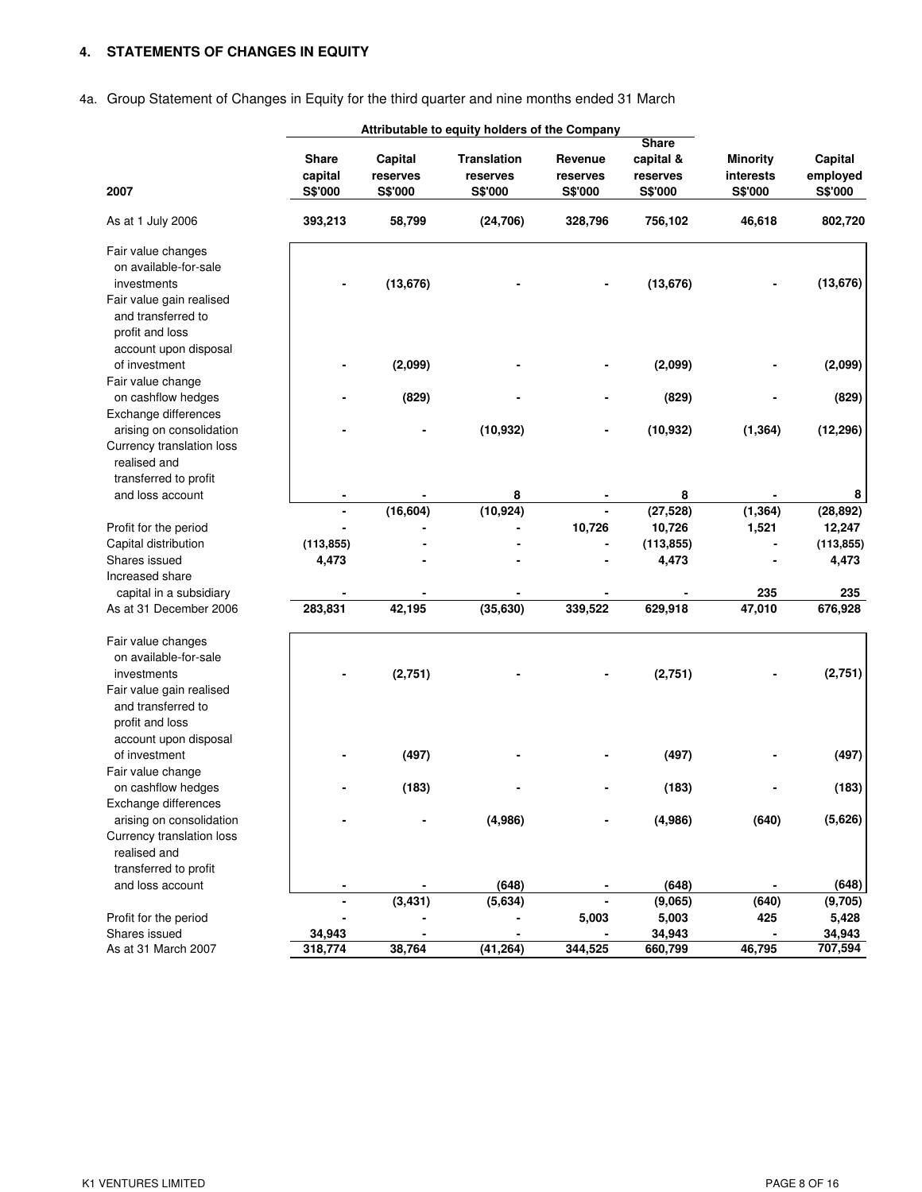## 4. STATEMENTS OF CHANGES IN EQUITY

4a. Group Statement of Changes in Equity for the third quarter and nine months ended 31 March

| | Attributable to equity holders of the Company | | | | | | |
|---|---|---|---|---|---|---|---|
| 2007 | Share capital S$'000 | Capital reserves S$'000 | Translation reserves S$'000 | Revenue reserves S$'000 | Share capital & reserves S$'000 | Minority interests S$'000 | Capital employed S$'000 |
| As at 1 July 2006 | 393,213 | 58,799 | (24,706) | 328,796 | 756,102 | 46,618 | 802,720 |
| Fair value changes on available-for-sale investments | - | (13,676) | - | - | (13,676) | - | (13,676) |
| Fair value gain realised and transferred to profit and loss account upon disposal of investment | - | (2,099) | - | - | (2,099) | - | (2,099) |
| Fair value change on cashflow hedges | - | (829) | - | - | (829) | - | (829) |
| Exchange differences arising on consolidation | - | - | (10,932) | - | (10,932) | (1,364) | (12,296) |
| Currency translation loss realised and transferred to profit and loss account | - | - | 8 | - | 8 | - | 8 |
| | - | (16,604) | (10,924) | - | (27,528) | (1,364) | (28,892) |
| Profit for the period | - | - | - | 10,726 | 10,726 | 1,521 | 12,247 |
| Capital distribution | (113,855) | - | - | - | (113,855) | - | (113,855) |
| Shares issued | 4,473 | - | - | - | 4,473 | - | 4,473 |
| Increased share capital in a subsidiary | - | - | - | - | - | 235 | 235 |
| As at 31 December 2006 | 283,831 | 42,195 | (35,630) | 339,522 | 629,918 | 47,010 | 676,928 |
| Fair value changes on available-for-sale investments | - | (2,751) | - | - | (2,751) | - | (2,751) |
| Fair value gain realised and transferred to profit and loss account upon disposal of investment | - | (497) | - | - | (497) | - | (497) |
| Fair value change on cashflow hedges | - | (183) | - | - | (183) | - | (183) |
| Exchange differences arising on consolidation | - | - | (4,986) | - | (4,986) | (640) | (5,626) |
| Currency translation loss realised and transferred to profit and loss account | - | - | (648) | - | (648) | - | (648) |
| | - | (3,431) | (5,634) | - | (9,065) | (640) | (9,705) |
| Profit for the period | - | - | - | 5,003 | 5,003 | 425 | 5,428 |
| Shares issued | 34,943 | - | - | - | 34,943 | - | 34,943 |
| As at 31 March 2007 | 318,774 | 38,764 | (41,264) | 344,525 | 660,799 | 46,795 | 707,594 |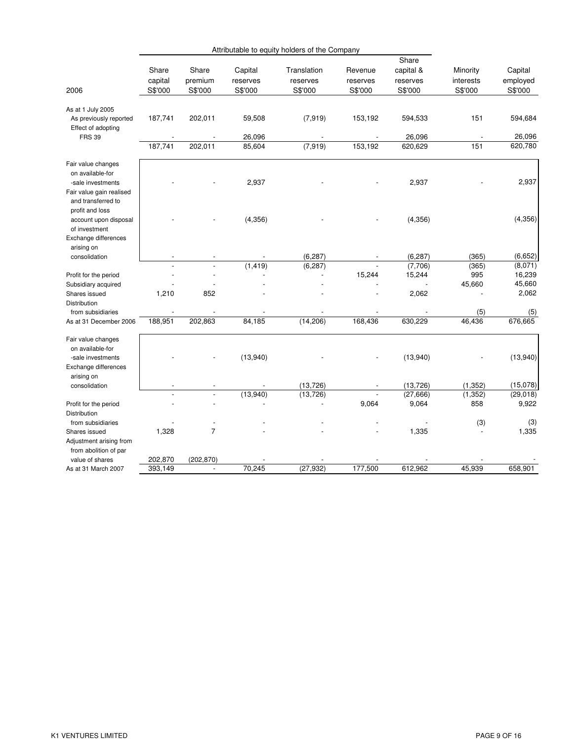| 2006 | Attributable to equity holders of the Company | | | | | | | |
|---|---|---|---|---|---|---|---|---|
| | Share capital S$'000 | Share premium S$'000 | Capital reserves S$'000 | Translation reserves S$'000 | Revenue reserves S$'000 | Share capital & reserves S$'000 | Minority interests S$'000 | Capital employed S$'000 |
| As at 1 July 2005 | | | | | | | | |
| As previously reported | 187,741 | 202,011 | 59,508 | (7,919) | 153,192 | 594,533 | 151 | 594,684 |
| Effect of adopting FRS 39 | - | - | 26,096 | - | - | 26,096 | - | 26,096 |
| | 187,741 | 202,011 | 85,604 | (7,919) | 153,192 | 620,629 | 151 | 620,780 |
| Fair value changes on available-for -sale investments | - | - | 2,937 | - | - | 2,937 | - | 2,937 |
| Fair value gain realised and transferred to profit and loss account upon disposal of investment | - | - | (4,356) | - | - | (4,356) | | (4,356) |
| Exchange differences arising on consolidation | - | - | - | (6,287) | - | (6,287) | (365) | (6,652) |
| | - | - | (1,419) | (6,287) | - | (7,706) | (365) | (8,071) |
| Profit for the period | - | - | - | - | 15,244 | 15,244 | 995 | 16,239 |
| Subsidiary acquired | - | - | - | - | - | - | 45,660 | 45,660 |
| Shares issued | 1,210 | 852 | - | - | - | 2,062 | - | 2,062 |
| Distribution from subsidiaries | - | - | - | - | - | - | (5) | (5) |
| As at 31 December 2006 | 188,951 | 202,863 | 84,185 | (14,206) | 168,436 | 630,229 | 46,436 | 676,665 |
| Fair value changes on available-for -sale investments | - | - | (13,940) | - | - | (13,940) | - | (13,940) |
| Exchange differences arising on consolidation | - | - | - | (13,726) | - | (13,726) | (1,352) | (15,078) |
| | - | - | (13,940) | (13,726) | - | (27,666) | (1,352) | (29,018) |
| Profit for the period | - | - | - | - | 9,064 | 9,064 | 858 | 9,922 |
| Distribution from subsidiaries | - | - | - | - | - | - | (3) | (3) |
| Shares issued | 1,328 | 7 | - | - | - | 1,335 | - | 1,335 |
| Adjustment arising from from abolition of par value of shares | 202,870 | (202,870) | - | - | - | - | - | - |
| As at 31 March 2007 | 393,149 | - | 70,245 | (27,932) | 177,500 | 612,962 | 45,939 | 658,901 |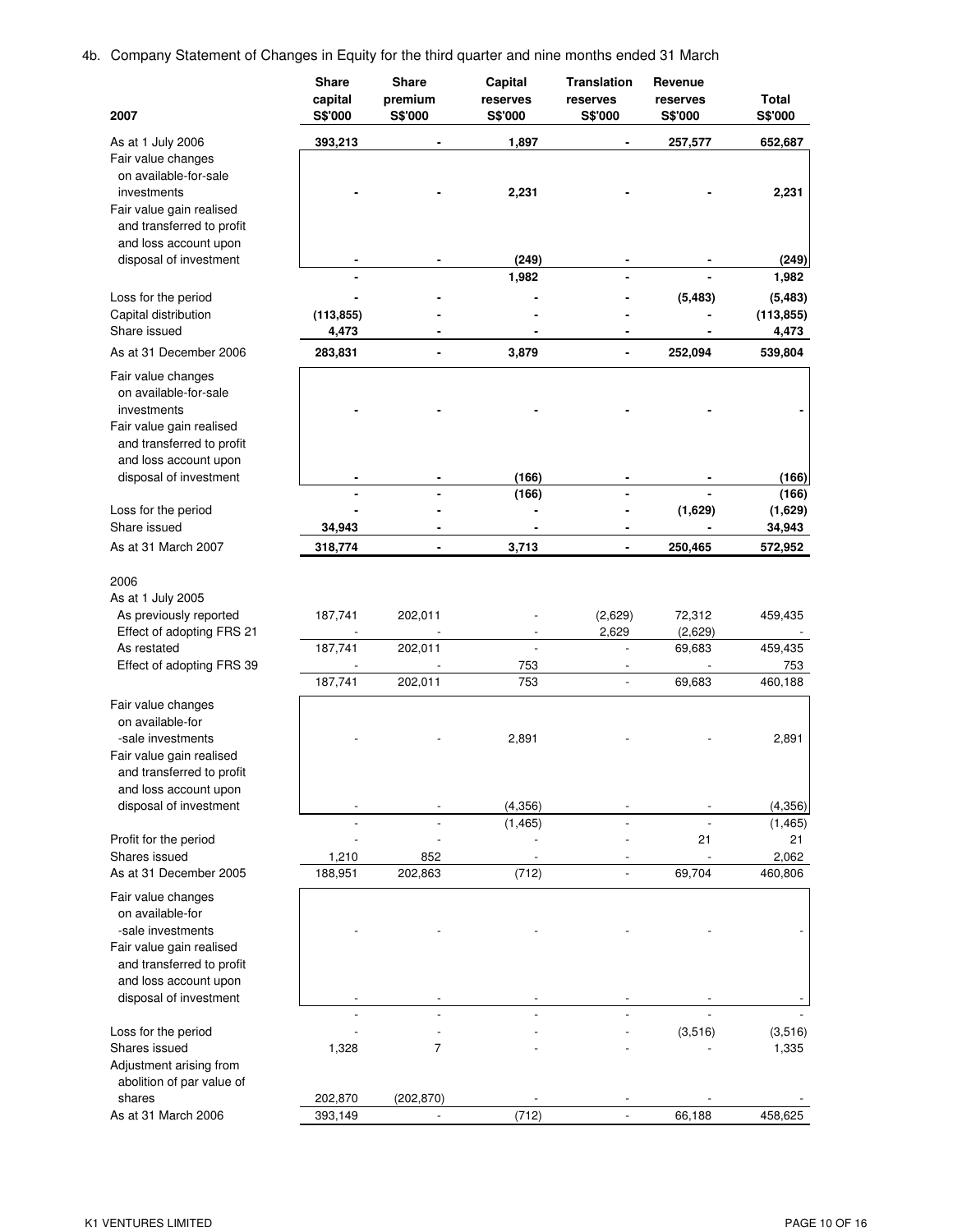4b. Company Statement of Changes in Equity for the third quarter and nine months ended 31 March

| 2007 | Share capital S$'000 | Share premium S$'000 | Capital reserves S$'000 | Translation reserves S$'000 | Revenue reserves S$'000 | Total S$'000 |
|---|---|---|---|---|---|---|
| As at 1 July 2006 | **393,213** | **-** | **1,897** | **-** | **257,577** | **652,687** |
| Fair value changes on available-for-sale investments | **-** | **-** | **2,231** | **-** | **-** | **2,231** |
| Fair value gain realised and transferred to profit and loss account upon disposal of investment | **-** | **-** | **(249)** | **-** | **-** | **(249)** |
| | **-** | | **1,982** | **-** | **-** | **1,982** |
| Loss for the period | **-** | **-** | **-** | **-** | **(5,483)** | **(5,483)** |
| Capital distribution | **(113,855)** | **-** | **-** | **-** | **-** | **(113,855)** |
| Share issued | **4,473** | **-** | **-** | **-** | **-** | **4,473** |
| As at 31 December 2006 | **283,831** | **-** | **3,879** | **-** | **252,094** | **539,804** |
| Fair value changes on available-for-sale investments | **-** | **-** | **-** | **-** | **-** | **-** |
| Fair value gain realised and transferred to profit and loss account upon disposal of investment | **-** | **-** | **(166)** | **-** | **-** | **(166)** |
| | **-** | **-** | **(166)** | **-** | **-** | **(166)** |
| Loss for the period | **-** | **-** | **-** | **-** | **(1,629)** | **(1,629)** |
| Share issued | **34,943** | **-** | **-** | **-** | **-** | **34,943** |
| As at 31 March 2007 | **318,774** | **-** | **3,713** | **-** | **250,465** | **572,952** |
| | | | | | | |
| 2006 | | | | | | |
| As at 1 July 2005 | | | | | | |
| As previously reported | 187,741 | 202,011 | - | (2,629) | 72,312 | 459,435 |
| Effect of adopting FRS 21 | - | - | - | 2,629 | (2,629) | - |
| As restated | 187,741 | 202,011 | - | - | 69,683 | 459,435 |
| Effect of adopting FRS 39 | - | - | 753 | - | - | 753 |
| | 187,741 | 202,011 | 753 | - | 69,683 | 460,188 |
| Fair value changes on available-for-sale investments | - | - | 2,891 | - | - | 2,891 |
| Fair value gain realised and transferred to profit and loss account upon disposal of investment | - | - | (4,356) | - | - | (4,356) |
| | - | - | (1,465) | - | - | (1,465) |
| Profit for the period | - | - | - | - | 21 | 21 |
| Shares issued | 1,210 | 852 | - | - | - | 2,062 |
| As at 31 December 2005 | 188,951 | 202,863 | (712) | - | 69,704 | 460,806 |
| Fair value changes on available-for-sale investments | - | - | - | - | - | - |
| Fair value gain realised and transferred to profit and loss account upon disposal of investment | - | - | - | - | - | - |
| | - | - | - | - | - | - |
| Loss for the period | - | - | - | - | (3,516) | (3,516) |
| Shares issued | 1,328 | 7 | - | - | - | 1,335 |
| Adjustment arising from abolition of par value of shares | 202,870 | (202,870) | - | - | - | - |
| As at 31 March 2006 | 393,149 | - | (712) | - | 66,188 | 458,625 |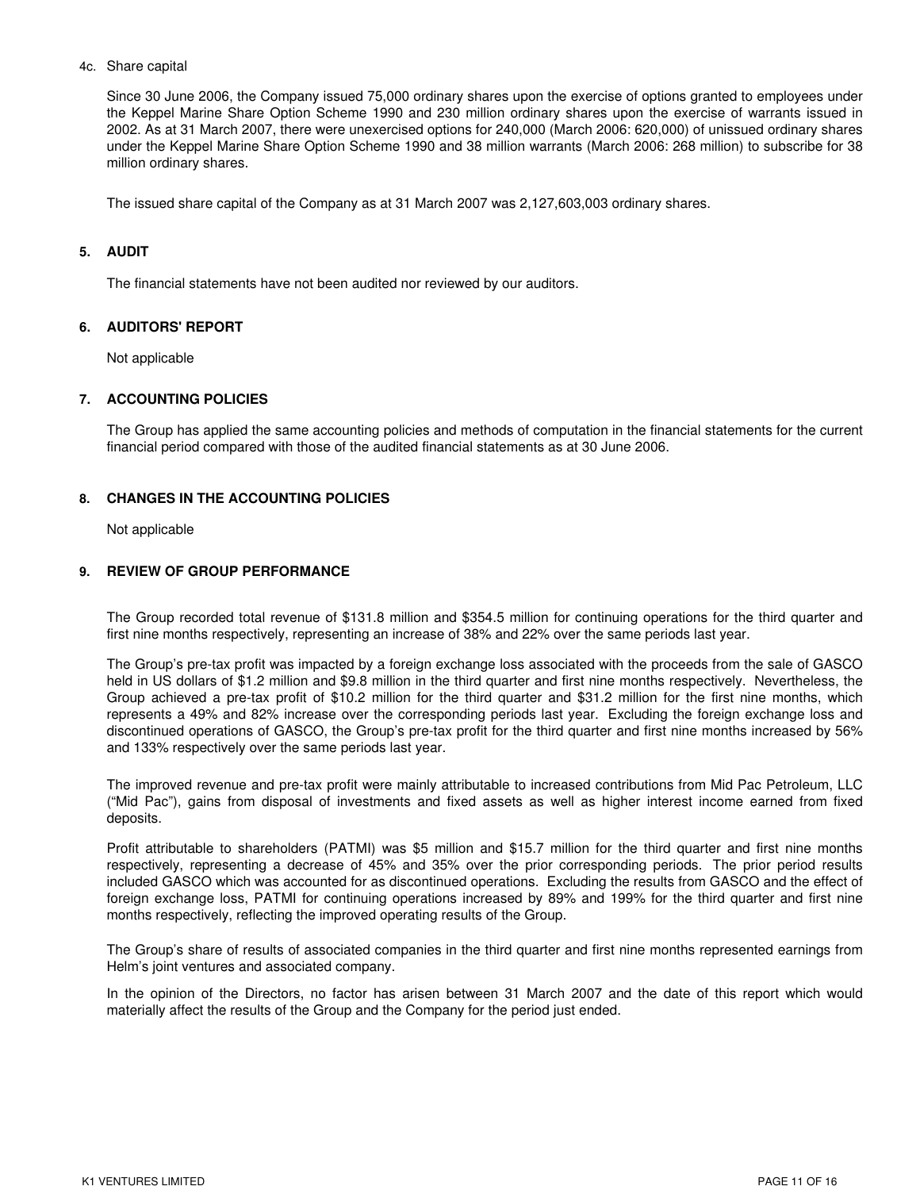4c. Share capital

Since 30 June 2006, the Company issued 75,000 ordinary shares upon the exercise of options granted to employees under the Keppel Marine Share Option Scheme 1990 and 230 million ordinary shares upon the exercise of warrants issued in 2002. As at 31 March 2007, there were unexercised options for 240,000 (March 2006: 620,000) of unissued ordinary shares under the Keppel Marine Share Option Scheme 1990 and 38 million warrants (March 2006: 268 million) to subscribe for 38 million ordinary shares.

The issued share capital of the Company as at 31 March 2007 was 2,127,603,003 ordinary shares.

## 5. AUDIT

The financial statements have not been audited nor reviewed by our auditors.

## 6. AUDITORS' REPORT

Not applicable

## 7. ACCOUNTING POLICIES

The Group has applied the same accounting policies and methods of computation in the financial statements for the current financial period compared with those of the audited financial statements as at 30 June 2006.

## 8. CHANGES IN THE ACCOUNTING POLICIES

Not applicable

## 9. REVIEW OF GROUP PERFORMANCE

The Group recorded total revenue of $131.8 million and $354.5 million for continuing operations for the third quarter and first nine months respectively, representing an increase of 38% and 22% over the same periods last year.

The Group's pre-tax profit was impacted by a foreign exchange loss associated with the proceeds from the sale of GASCO held in US dollars of $1.2 million and $9.8 million in the third quarter and first nine months respectively. Nevertheless, the Group achieved a pre-tax profit of $10.2 million for the third quarter and $31.2 million for the first nine months, which represents a 49% and 82% increase over the corresponding periods last year. Excluding the foreign exchange loss and discontinued operations of GASCO, the Group's pre-tax profit for the third quarter and first nine months increased by 56% and 133% respectively over the same periods last year.

The improved revenue and pre-tax profit were mainly attributable to increased contributions from Mid Pac Petroleum, LLC ("Mid Pac"), gains from disposal of investments and fixed assets as well as higher interest income earned from fixed deposits.

Profit attributable to shareholders (PATMI) was $5 million and $15.7 million for the third quarter and first nine months respectively, representing a decrease of 45% and 35% over the prior corresponding periods. The prior period results included GASCO which was accounted for as discontinued operations. Excluding the results from GASCO and the effect of foreign exchange loss, PATMI for continuing operations increased by 89% and 199% for the third quarter and first nine months respectively, reflecting the improved operating results of the Group.

The Group's share of results of associated companies in the third quarter and first nine months represented earnings from Helm's joint ventures and associated company.

In the opinion of the Directors, no factor has arisen between 31 March 2007 and the date of this report which would materially affect the results of the Group and the Company for the period just ended.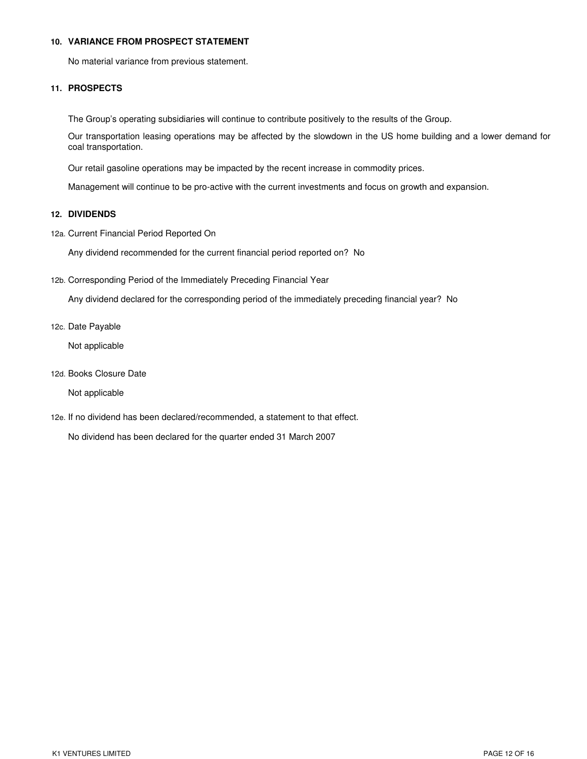## 10. VARIANCE FROM PROSPECT STATEMENT

No material variance from previous statement.

## 11. PROSPECTS

The Group's operating subsidiaries will continue to contribute positively to the results of the Group.

Our transportation leasing operations may be affected by the slowdown in the US home building and a lower demand for coal transportation.

Our retail gasoline operations may be impacted by the recent increase in commodity prices.

Management will continue to be pro-active with the current investments and focus on growth and expansion.

## 12. DIVIDENDS

12a. Current Financial Period Reported On

Any dividend recommended for the current financial period reported on? No

12b. Corresponding Period of the Immediately Preceding Financial Year

Any dividend declared for the corresponding period of the immediately preceding financial year? No

12c. Date Payable

Not applicable

12d. Books Closure Date

Not applicable

12e. If no dividend has been declared/recommended, a statement to that effect.

No dividend has been declared for the quarter ended 31 March 2007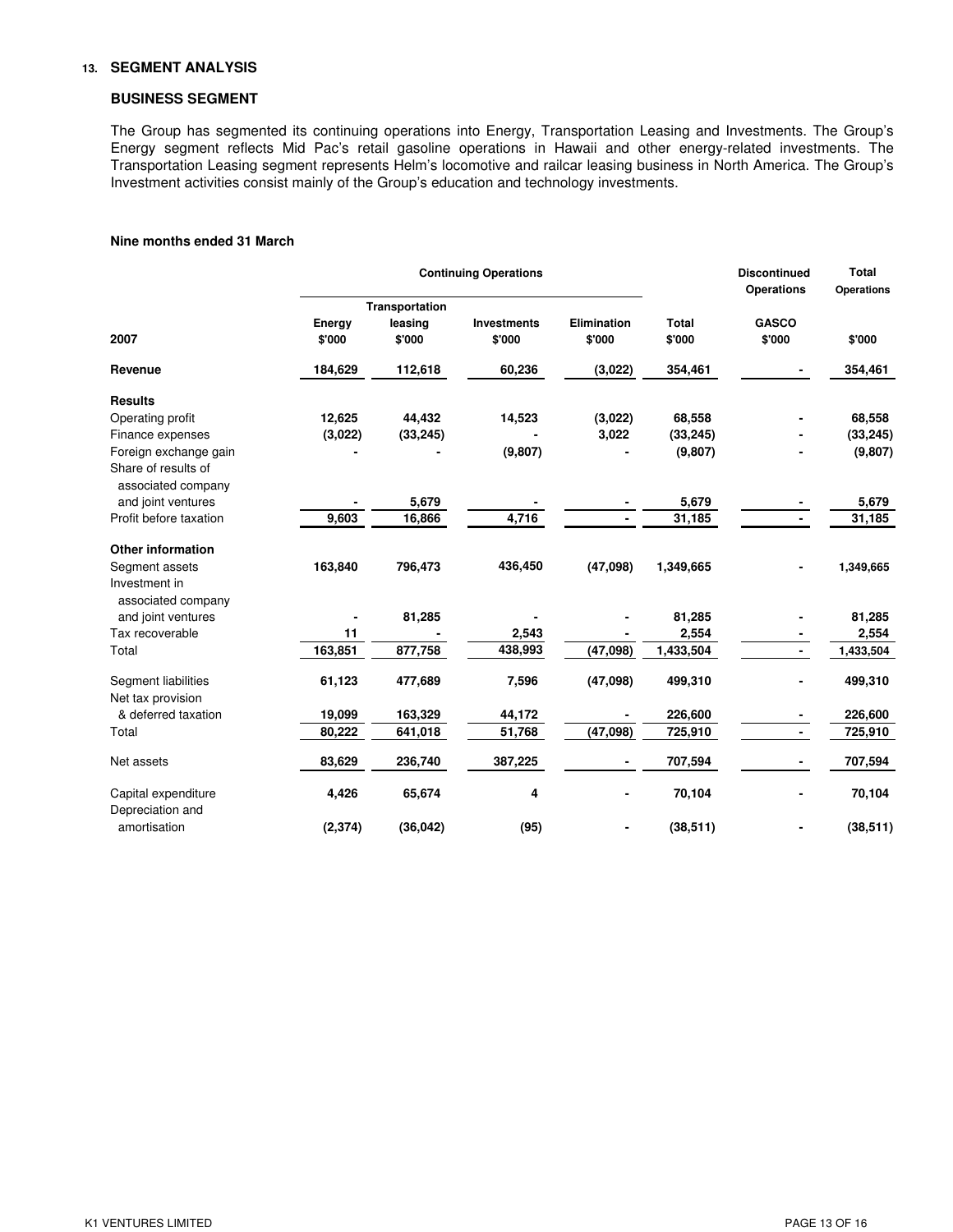## 13. SEGMENT ANALYSIS

### BUSINESS SEGMENT

The Group has segmented its continuing operations into Energy, Transportation Leasing and Investments. The Group's Energy segment reflects Mid Pac's retail gasoline operations in Hawaii and other energy-related investments. The Transportation Leasing segment represents Helm's locomotive and railcar leasing business in North America. The Group's Investment activities consist mainly of the Group's education and technology investments.

**Nine months ended 31 March**

| | Continuing Operations | | | | | Discontinued Operations | Total Operations |
|---|---|---|---|---|---|---|---|
| **2007** | **Energy $'000** | **Transportation leasing $'000** | **Investments $'000** | **Elimination $'000** | **Total $'000** | **GASCO $'000** | **$'000** |
| **Revenue** | 184,629 | 112,618 | 60,236 | (3,022) | 354,461 | - | 354,461 |
| **Results** | | | | | | | |
| Operating profit | 12,625 | 44,432 | 14,523 | (3,022) | 68,558 | - | 68,558 |
| Finance expenses | (3,022) | (33,245) | - | 3,022 | (33,245) | - | (33,245) |
| Foreign exchange gain | - | - | (9,807) | - | (9,807) | - | (9,807) |
| Share of results of associated company and joint ventures | - | 5,679 | - | - | 5,679 | - | 5,679 |
| Profit before taxation | 9,603 | 16,866 | 4,716 | - | 31,185 | - | 31,185 |
| **Other information** | | | | | | | |
| Segment assets | 163,840 | 796,473 | 436,450 | (47,098) | 1,349,665 | - | 1,349,665 |
| Investment in associated company and joint ventures | - | 81,285 | - | - | 81,285 | - | 81,285 |
| Tax recoverable | 11 | - | 2,543 | - | 2,554 | - | 2,554 |
| Total | 163,851 | 877,758 | 438,993 | (47,098) | 1,433,504 | - | 1,433,504 |
| Segment liabilities | 61,123 | 477,689 | 7,596 | (47,098) | 499,310 | - | 499,310 |
| Net tax provision & deferred taxation | 19,099 | 163,329 | 44,172 | - | 226,600 | - | 226,600 |
| Total | 80,222 | 641,018 | 51,768 | (47,098) | 725,910 | - | 725,910 |
| Net assets | 83,629 | 236,740 | 387,225 | - | 707,594 | - | 707,594 |
| Capital expenditure | 4,426 | 65,674 | 4 | - | 70,104 | - | 70,104 |
| Depreciation and amortisation | (2,374) | (36,042) | (95) | - | (38,511) | - | (38,511) |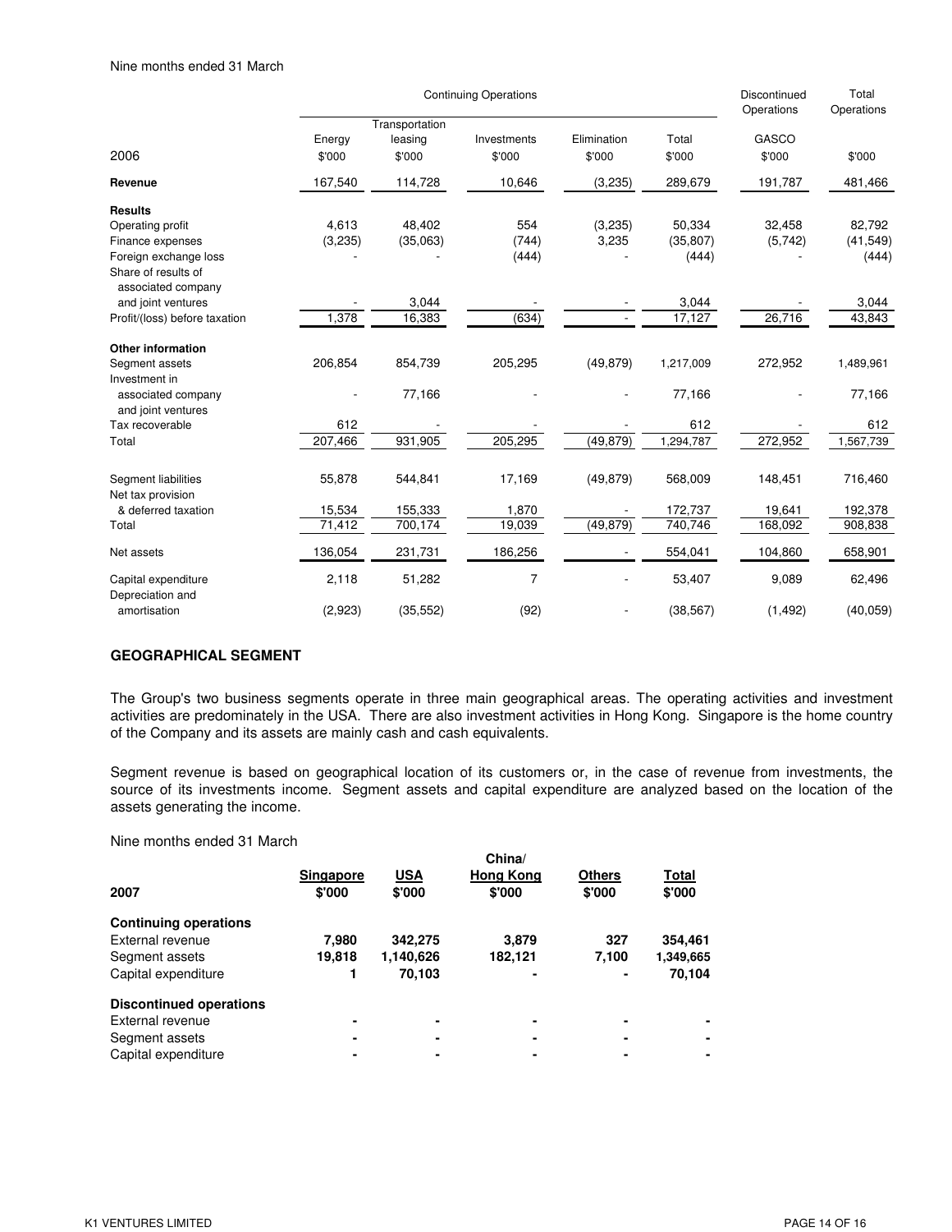Nine months ended 31 March

| 2006 | Continuing Operations | | | | | Discontinued Operations | Total Operations |
|---|---|---|---|---|---|---|---|
| | Energy | Transportation leasing | Investments | Elimination | Total | GASCO | |
| | $'000 | $'000 | $'000 | $'000 | $'000 | $'000 | $'000 |
| **Revenue** | 167,540 | 114,728 | 10,646 | (3,235) | 289,679 | 191,787 | 481,466 |
| **Results** | | | | | | | |
| Operating profit | 4,613 | 48,402 | 554 | (3,235) | 50,334 | 32,458 | 82,792 |
| Finance expenses | (3,235) | (35,063) | (744) | 3,235 | (35,807) | (5,742) | (41,549) |
| Foreign exchange loss | - | - | (444) | - | (444) | - | (444) |
| Share of results of associated company and joint ventures | - | 3,044 | - | - | 3,044 | - | 3,044 |
| Profit/(loss) before taxation | 1,378 | 16,383 | (634) | - | 17,127 | 26,716 | 43,843 |
| **Other information** | | | | | | | |
| Segment assets | 206,854 | 854,739 | 205,295 | (49,879) | 1,217,009 | 272,952 | 1,489,961 |
| Investment in associated company and joint ventures | - | 77,166 | - | - | 77,166 | - | 77,166 |
| Tax recoverable | 612 | - | - | - | 612 | - | 612 |
| Total | 207,466 | 931,905 | 205,295 | (49,879) | 1,294,787 | 272,952 | 1,567,739 |
| Segment liabilities | 55,878 | 544,841 | 17,169 | (49,879) | 568,009 | 148,451 | 716,460 |
| Net tax provision & deferred taxation | 15,534 | 155,333 | 1,870 | - | 172,737 | 19,641 | 192,378 |
| Total | 71,412 | 700,174 | 19,039 | (49,879) | 740,746 | 168,092 | 908,838 |
| Net assets | 136,054 | 231,731 | 186,256 | - | 554,041 | 104,860 | 658,901 |
| Capital expenditure | 2,118 | 51,282 | 7 | - | 53,407 | 9,089 | 62,496 |
| Depreciation and amortisation | (2,923) | (35,552) | (92) | - | (38,567) | (1,492) | (40,059) |

**GEOGRAPHICAL SEGMENT**

The Group's two business segments operate in three main geographical areas. The operating activities and investment activities are predominately in the USA. There are also investment activities in Hong Kong. Singapore is the home country of the Company and its assets are mainly cash and cash equivalents.

Segment revenue is based on geographical location of its customers or, in the case of revenue from investments, the source of its investments income. Segment assets and capital expenditure are analyzed based on the location of the assets generating the income.

Nine months ended 31 March

| 2007 | Singapore $'000 | USA $'000 | China/ Hong Kong $'000 | Others $'000 | Total $'000 |
|---|---|---|---|---|---|
| **Continuing operations** | | | | | |
| External revenue | **7,980** | **342,275** | **3,879** | **327** | **354,461** |
| Segment assets | **19,818** | **1,140,626** | **182,121** | **7,100** | **1,349,665** |
| Capital expenditure | **1** | **70,103** | **-** | **-** | **70,104** |
| **Discontinued operations** | | | | | |
| External revenue | **-** | **-** | **-** | **-** | **-** |
| Segment assets | **-** | **-** | **-** | **-** | **-** |
| Capital expenditure | **-** | **-** | **-** | **-** | **-** |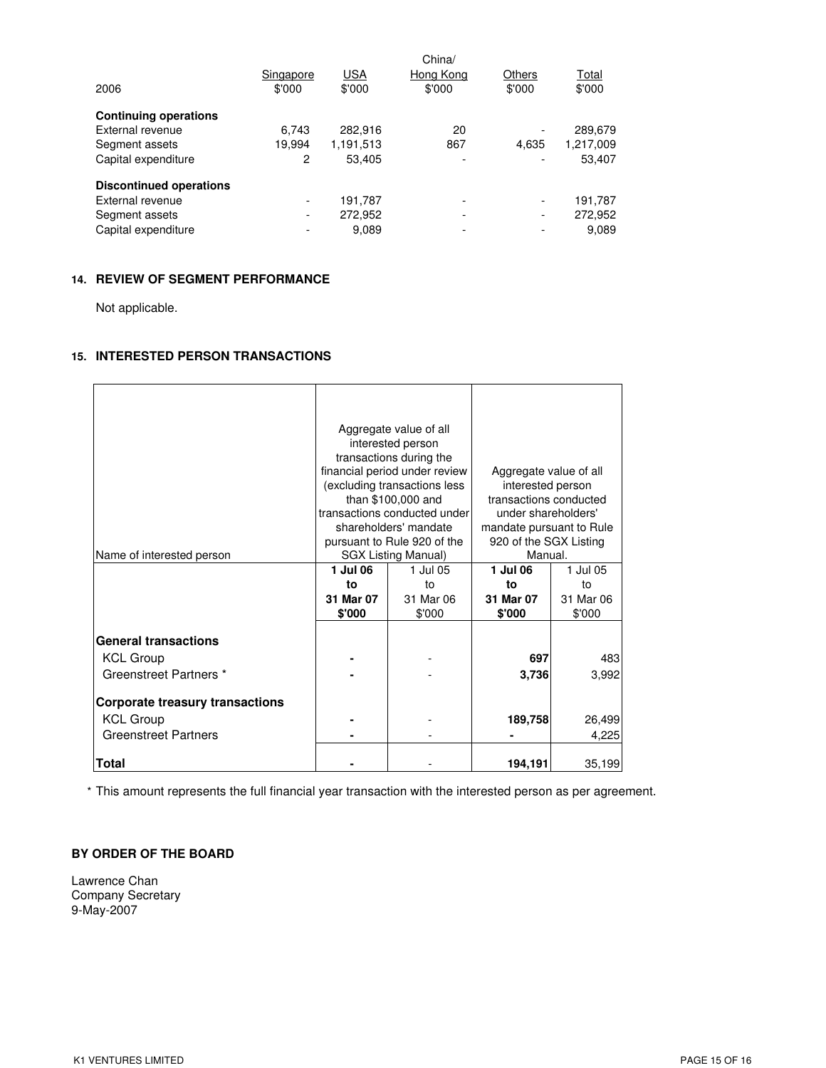| 2006 | Singapore<br>$'000 | USA<br>$'000 | China/<br>Hong Kong<br>$'000 | Others<br>$'000 | Total<br>$'000 |
|---|---|---|---|---|---|
| **Continuing operations** | | | | | |
| External revenue | 6,743 | 282,916 | 20 | - | 289,679 |
| Segment assets | 19,994 | 1,191,513 | 867 | 4,635 | 1,217,009 |
| Capital expenditure | 2 | 53,405 | - | - | 53,407 |
| **Discontinued operations** | | | | | |
| External revenue | - | 191,787 | - | - | 191,787 |
| Segment assets | - | 272,952 | - | - | 272,952 |
| Capital expenditure | - | 9,089 | - | - | 9,089 |

## 14. REVIEW OF SEGMENT PERFORMANCE

Not applicable.

## 15. INTERESTED PERSON TRANSACTIONS

| Name of interested person | Aggregate value of all interested person transactions during the financial period under review (excluding transactions less than $100,000 and transactions conducted under shareholders' mandate pursuant to Rule 920 of the SGX Listing Manual) | | Aggregate value of all interested person transactions conducted under shareholders' mandate pursuant to Rule 920 of the SGX Listing Manual. | |
|---|---|---|---|---|
| | **1 Jul 06 to 31 Mar 07 $'000** | 1 Jul 05 to 31 Mar 06 $'000 | **1 Jul 06 to 31 Mar 07 $'000** | 1 Jul 05 to 31 Mar 06 $'000 |
| **General transactions** | | | | |
| KCL Group | **-** | - | **697** | 483 |
| Greenstreet Partners * | **-** | - | **3,736** | 3,992 |
| **Corporate treasury transactions** | | | | |
| KCL Group | **-** | - | **189,758** | 26,499 |
| Greenstreet Partners | **-** | - | **-** | 4,225 |
| **Total** | **-** | - | **194,191** | 35,199 |

\* This amount represents the full financial year transaction with the interested person as per agreement.

**BY ORDER OF THE BOARD**

Lawrence Chan
Company Secretary
9-May-2007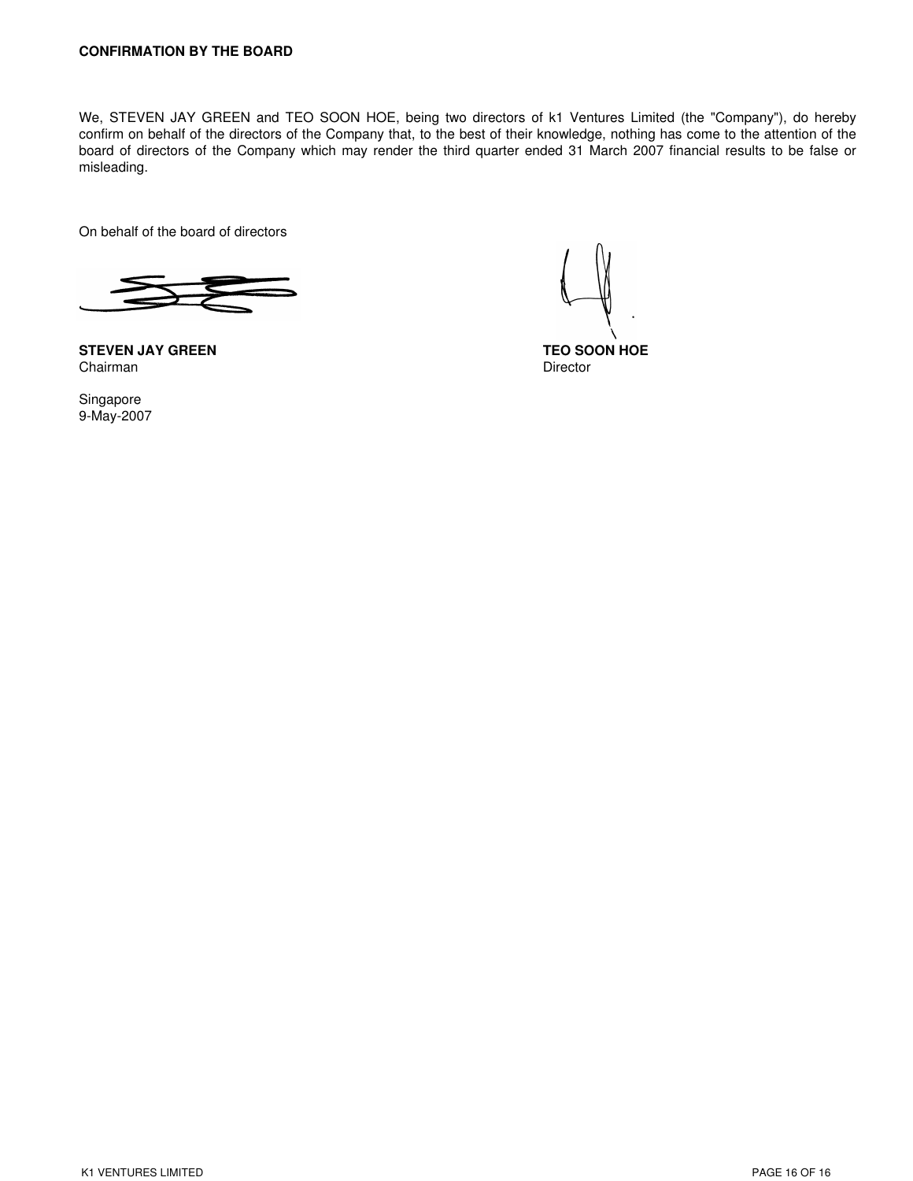**CONFIRMATION BY THE BOARD**

We, STEVEN JAY GREEN and TEO SOON HOE, being two directors of k1 Ventures Limited (the "Company"), do hereby confirm on behalf of the directors of the Company that, to the best of their knowledge, nothing has come to the attention of the board of directors of the Company which may render the third quarter ended 31 March 2007 financial results to be false or misleading.

On behalf of the board of directors

**STEVEN JAY GREEN**
Chairman

**TEO SOON HOE**
Director

Singapore
9-May-2007